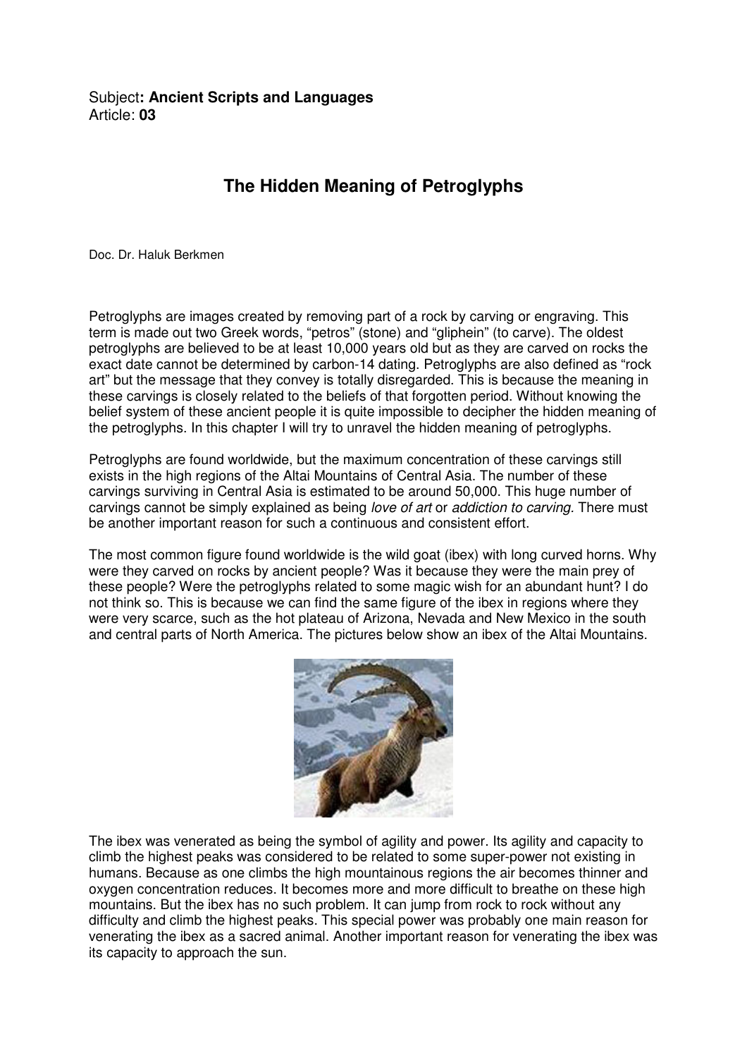Subject**: Ancient Scripts and Languages**
Article: **03**

# The Hidden Meaning of Petroglyphs

Doc. Dr. Haluk Berkmen

Petroglyphs are images created by removing part of a rock by carving or engraving. This term is made out two Greek words, "petros" (stone) and "gliphein" (to carve). The oldest petroglyphs are believed to be at least 10,000 years old but as they are carved on rocks the exact date cannot be determined by carbon-14 dating. Petroglyphs are also defined as "rock art" but the message that they convey is totally disregarded. This is because the meaning in these carvings is closely related to the beliefs of that forgotten period. Without knowing the belief system of these ancient people it is quite impossible to decipher the hidden meaning of the petroglyphs. In this chapter I will try to unravel the hidden meaning of petroglyphs.

Petroglyphs are found worldwide, but the maximum concentration of these carvings still exists in the high regions of the Altai Mountains of Central Asia. The number of these carvings surviving in Central Asia is estimated to be around 50,000. This huge number of carvings cannot be simply explained as being *love of art* or *addiction to carving.* There must be another important reason for such a continuous and consistent effort.

The most common figure found worldwide is the wild goat (ibex) with long curved horns. Why were they carved on rocks by ancient people? Was it because they were the main prey of these people? Were the petroglyphs related to some magic wish for an abundant hunt? I do not think so. This is because we can find the same figure of the ibex in regions where they were very scarce, such as the hot plateau of Arizona, Nevada and New Mexico in the south and central parts of North America. The pictures below show an ibex of the Altai Mountains.

The ibex was venerated as being the symbol of agility and power. Its agility and capacity to climb the highest peaks was considered to be related to some super-power not existing in humans. Because as one climbs the high mountainous regions the air becomes thinner and oxygen concentration reduces. It becomes more and more difficult to breathe on these high mountains. But the ibex has no such problem. It can jump from rock to rock without any difficulty and climb the highest peaks. This special power was probably one main reason for venerating the ibex as a sacred animal. Another important reason for venerating the ibex was its capacity to approach the sun.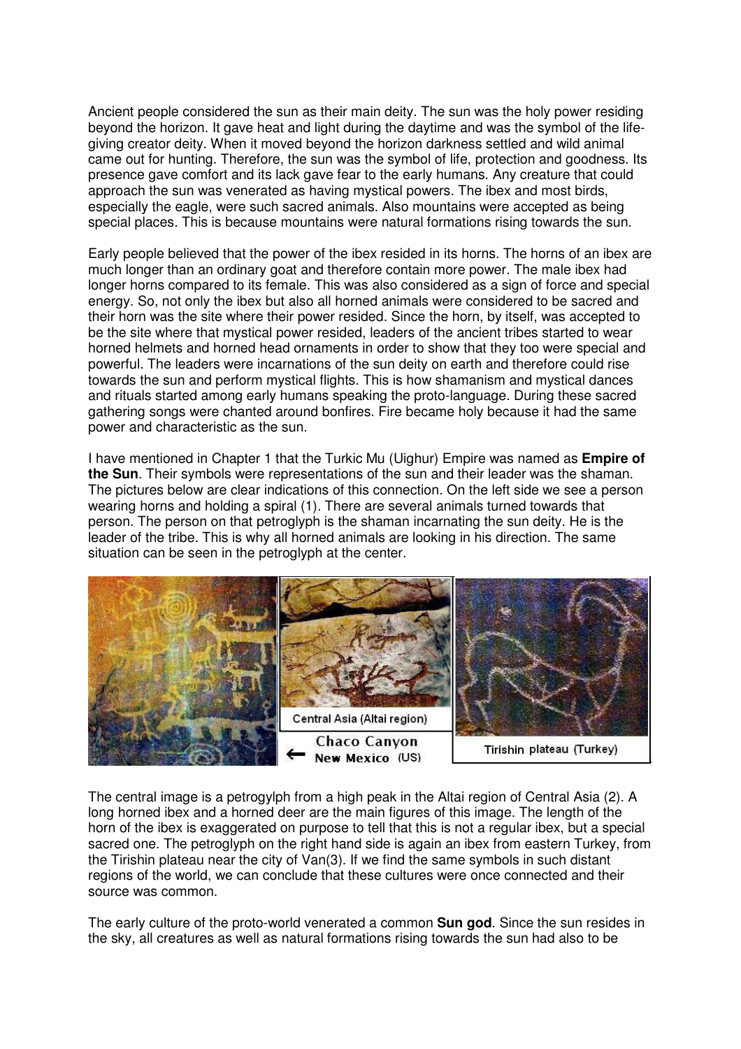Ancient people considered the sun as their main deity. The sun was the holy power residing beyond the horizon. It gave heat and light during the daytime and was the symbol of the life-giving creator deity. When it moved beyond the horizon darkness settled and wild animal came out for hunting. Therefore, the sun was the symbol of life, protection and goodness. Its presence gave comfort and its lack gave fear to the early humans. Any creature that could approach the sun was venerated as having mystical powers. The ibex and most birds, especially the eagle, were such sacred animals. Also mountains were accepted as being special places. This is because mountains were natural formations rising towards the sun.

Early people believed that the power of the ibex resided in its horns. The horns of an ibex are much longer than an ordinary goat and therefore contain more power. The male ibex had longer horns compared to its female. This was also considered as a sign of force and special energy. So, not only the ibex but also all horned animals were considered to be sacred and their horn was the site where their power resided. Since the horn, by itself, was accepted to be the site where that mystical power resided, leaders of the ancient tribes started to wear horned helmets and horned head ornaments in order to show that they too were special and powerful. The leaders were incarnations of the sun deity on earth and therefore could rise towards the sun and perform mystical flights. This is how shamanism and mystical dances and rituals started among early humans speaking the proto-language. During these sacred gathering songs were chanted around bonfires. Fire became holy because it had the same power and characteristic as the sun.

I have mentioned in Chapter 1 that the Turkic Mu (Uighur) Empire was named as **Empire of the Sun**. Their symbols were representations of the sun and their leader was the shaman. The pictures below are clear indications of this connection. On the left side we see a person wearing horns and holding a spiral (1). There are several animals turned towards that person. The person on that petroglyph is the shaman incarnating the sun deity. He is the leader of the tribe. This is why all horned animals are looking in his direction. The same situation can be seen in the petroglyph at the center.

Central Asia (Altai region)

← Chaco Canyon New Mexico (US)

Tirishin plateau (Turkey)

The central image is a petrogylph from a high peak in the Altai region of Central Asia (2). A long horned ibex and a horned deer are the main figures of this image. The length of the horn of the ibex is exaggerated on purpose to tell that this is not a regular ibex, but a special sacred one. The petroglyph on the right hand side is again an ibex from eastern Turkey, from the Tirishin plateau near the city of Van(3). If we find the same symbols in such distant regions of the world, we can conclude that these cultures were once connected and their source was common.

The early culture of the proto-world venerated a common **Sun god**. Since the sun resides in the sky, all creatures as well as natural formations rising towards the sun had also to be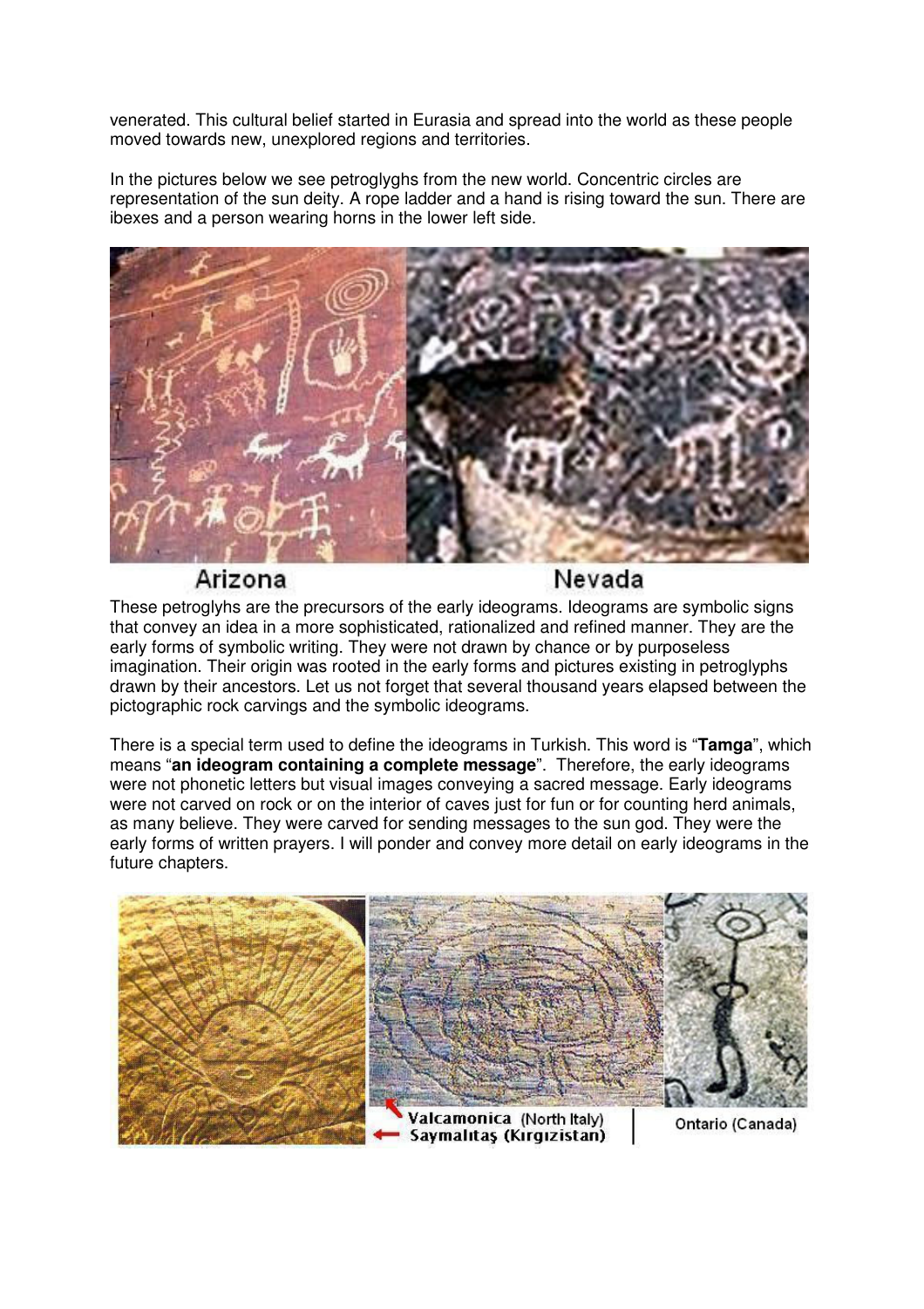venerated. This cultural belief started in Eurasia and spread into the world as these people moved towards new, unexplored regions and territories.

In the pictures below we see petroglyghs from the new world. Concentric circles are representation of the sun deity. A rope ladder and a hand is rising toward the sun. There are ibexes and a person wearing horns in the lower left side.

Arizona Nevada

These petroglyhs are the precursors of the early ideograms. Ideograms are symbolic signs that convey an idea in a more sophisticated, rationalized and refined manner. They are the early forms of symbolic writing. They were not drawn by chance or by purposeless imagination. Their origin was rooted in the early forms and pictures existing in petroglyphs drawn by their ancestors. Let us not forget that several thousand years elapsed between the pictographic rock carvings and the symbolic ideograms.

There is a special term used to define the ideograms in Turkish. This word is "**Tamga**", which means "**an ideogram containing a complete message**". Therefore, the early ideograms were not phonetic letters but visual images conveying a sacred message. Early ideograms were not carved on rock or on the interior of caves just for fun or for counting herd animals, as many believe. They were carved for sending messages to the sun god. They were the early forms of written prayers. I will ponder and convey more detail on early ideograms in the future chapters.

Valcamonica (North Italy)
Saymalıtaş (Kırgızistan)

Ontario (Canada)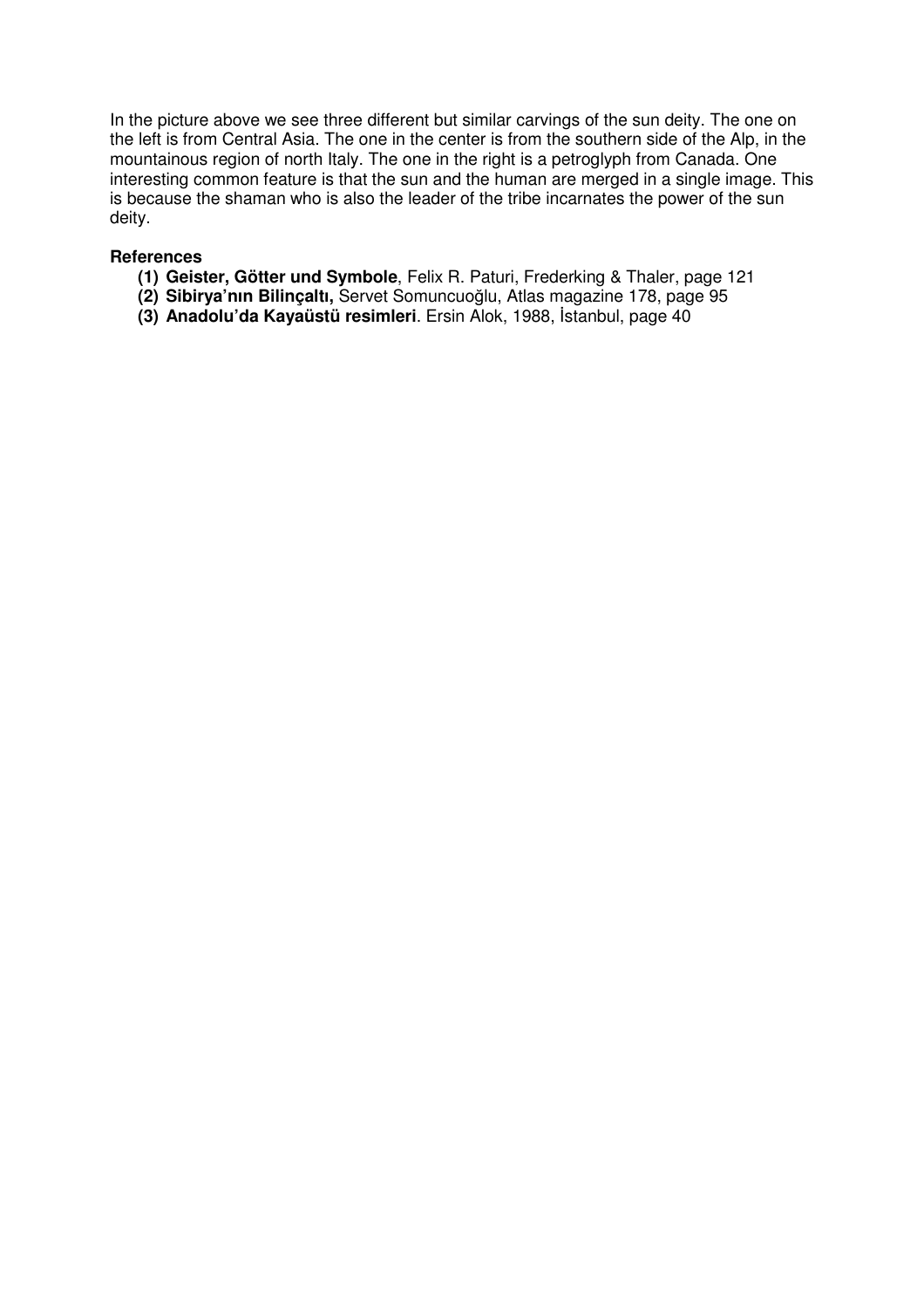In the picture above we see three different but similar carvings of the sun deity. The one on the left is from Central Asia. The one in the center is from the southern side of the Alp, in the mountainous region of north Italy. The one in the right is a petroglyph from Canada. One interesting common feature is that the sun and the human are merged in a single image. This is because the shaman who is also the leader of the tribe incarnates the power of the sun deity.

**References**

1. **Geister, Götter und Symbole**, Felix R. Paturi, Frederking & Thaler, page 121
2. **Sibirya'nın Bilinçaltı,** Servet Somuncuoğlu, Atlas magazine 178, page 95
3. **Anadolu'da Kayaüstü resimleri**. Ersin Alok, 1988, İstanbul, page 40